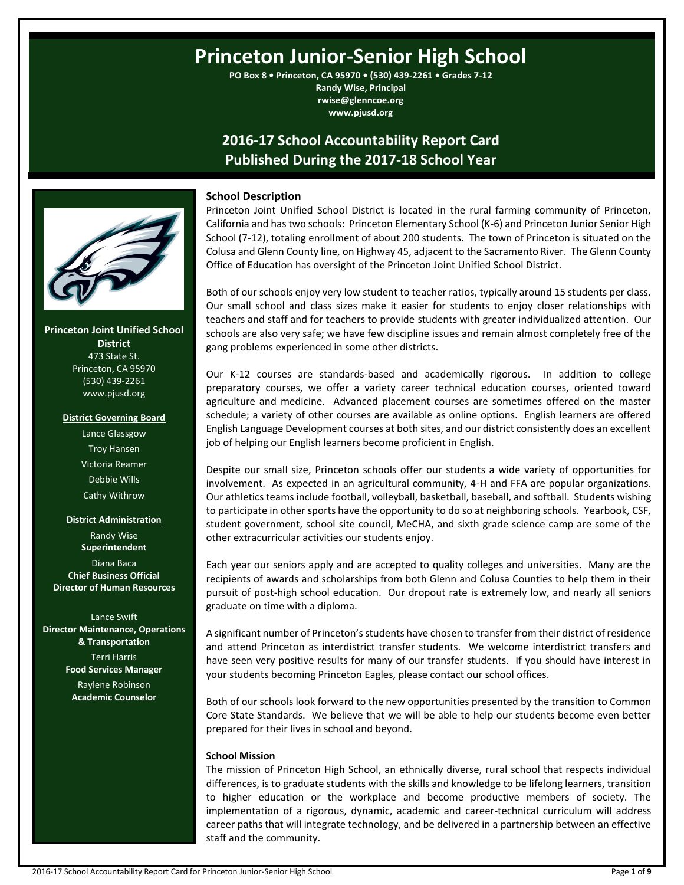# Princeton Junior-Senior High School

**PO Box 8 • Princeton, CA 95970 • (530) 439-2261 • Grades 7-12**
**Randy Wise, Principal**
**rwise@glenncoe.org**
**www.pjusd.org**

## 2016-17 School Accountability Report Card
## Published During the 2017-18 School Year

**Princeton Joint Unified School District**
473 State St.
Princeton, CA 95970
(530) 439-2261
www.pjusd.org

**District Governing Board**

Lance Glassgow
Troy Hansen
Victoria Reamer
Debbie Wills
Cathy Withrow

**District Administration**

Randy Wise
**Superintendent**

Diana Baca
**Chief Business Official**
**Director of Human Resources**

Lance Swift
**Director Maintenance, Operations & Transportation**

Terri Harris
**Food Services Manager**

Raylene Robinson
**Academic Counselor**

### School Description

Princeton Joint Unified School District is located in the rural farming community of Princeton, California and has two schools: Princeton Elementary School (K-6) and Princeton Junior Senior High School (7-12), totaling enrollment of about 200 students. The town of Princeton is situated on the Colusa and Glenn County line, on Highway 45, adjacent to the Sacramento River. The Glenn County Office of Education has oversight of the Princeton Joint Unified School District.

Both of our schools enjoy very low student to teacher ratios, typically around 15 students per class. Our small school and class sizes make it easier for students to enjoy closer relationships with teachers and staff and for teachers to provide students with greater individualized attention. Our schools are also very safe; we have few discipline issues and remain almost completely free of the gang problems experienced in some other districts.

Our K-12 courses are standards-based and academically rigorous. In addition to college preparatory courses, we offer a variety career technical education courses, oriented toward agriculture and medicine. Advanced placement courses are sometimes offered on the master schedule; a variety of other courses are available as online options. English learners are offered English Language Development courses at both sites, and our district consistently does an excellent job of helping our English learners become proficient in English.

Despite our small size, Princeton schools offer our students a wide variety of opportunities for involvement. As expected in an agricultural community, 4-H and FFA are popular organizations. Our athletics teams include football, volleyball, basketball, baseball, and softball. Students wishing to participate in other sports have the opportunity to do so at neighboring schools. Yearbook, CSF, student government, school site council, MeCHA, and sixth grade science camp are some of the other extracurricular activities our students enjoy.

Each year our seniors apply and are accepted to quality colleges and universities. Many are the recipients of awards and scholarships from both Glenn and Colusa Counties to help them in their pursuit of post-high school education. Our dropout rate is extremely low, and nearly all seniors graduate on time with a diploma.

A significant number of Princeton's students have chosen to transfer from their district of residence and attend Princeton as interdistrict transfer students. We welcome interdistrict transfers and have seen very positive results for many of our transfer students. If you should have interest in your students becoming Princeton Eagles, please contact our school offices.

Both of our schools look forward to the new opportunities presented by the transition to Common Core State Standards. We believe that we will be able to help our students become even better prepared for their lives in school and beyond.

#### School Mission

The mission of Princeton High School, an ethnically diverse, rural school that respects individual differences, is to graduate students with the skills and knowledge to be lifelong learners, transition to higher education or the workplace and become productive members of society. The implementation of a rigorous, dynamic, academic and career-technical curriculum will address career paths that will integrate technology, and be delivered in a partnership between an effective staff and the community.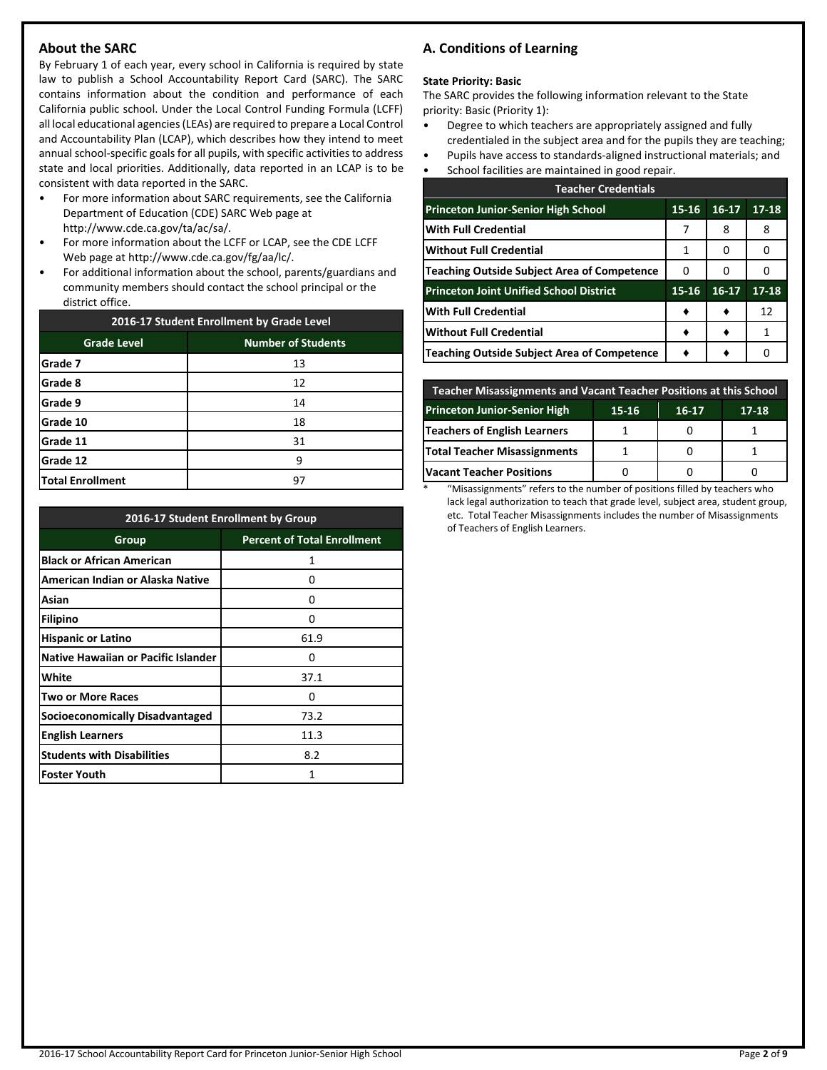## About the SARC

By February 1 of each year, every school in California is required by state law to publish a School Accountability Report Card (SARC). The SARC contains information about the condition and performance of each California public school. Under the Local Control Funding Formula (LCFF) all local educational agencies (LEAs) are required to prepare a Local Control and Accountability Plan (LCAP), which describes how they intend to meet annual school-specific goals for all pupils, with specific activities to address state and local priorities. Additionally, data reported in an LCAP is to be consistent with data reported in the SARC.

- For more information about SARC requirements, see the California Department of Education (CDE) SARC Web page at http://www.cde.ca.gov/ta/ac/sa/.
- For more information about the LCFF or LCAP, see the CDE LCFF Web page at http://www.cde.ca.gov/fg/aa/lc/.
- For additional information about the school, parents/guardians and community members should contact the school principal or the district office.

| 2016-17 Student Enrollment by Grade Level | |
|---|---|
| **Grade Level** | **Number of Students** |
| Grade 7 | 13 |
| Grade 8 | 12 |
| Grade 9 | 14 |
| Grade 10 | 18 |
| Grade 11 | 31 |
| Grade 12 | 9 |
| Total Enrollment | 97 |

| 2016-17 Student Enrollment by Group | |
|---|---|
| **Group** | **Percent of Total Enrollment** |
| Black or African American | 1 |
| American Indian or Alaska Native | 0 |
| Asian | 0 |
| Filipino | 0 |
| Hispanic or Latino | 61.9 |
| Native Hawaiian or Pacific Islander | 0 |
| White | 37.1 |
| Two or More Races | 0 |
| Socioeconomically Disadvantaged | 73.2 |
| English Learners | 11.3 |
| Students with Disabilities | 8.2 |
| Foster Youth | 1 |

## A. Conditions of Learning

**State Priority: Basic**

The SARC provides the following information relevant to the State priority: Basic (Priority 1):

- Degree to which teachers are appropriately assigned and fully credentialed in the subject area and for the pupils they are teaching;
- Pupils have access to standards-aligned instructional materials; and
- School facilities are maintained in good repair.

| Teacher Credentials | | | |
|---|---|---|---|
| **Princeton Junior-Senior High School** | **15-16** | **16-17** | **17-18** |
| With Full Credential | 7 | 8 | 8 |
| Without Full Credential | 1 | 0 | 0 |
| Teaching Outside Subject Area of Competence | 0 | 0 | 0 |
| **Princeton Joint Unified School District** | **15-16** | **16-17** | **17-18** |
| With Full Credential | ♦ | ♦ | 12 |
| Without Full Credential | ♦ | ♦ | 1 |
| Teaching Outside Subject Area of Competence | ♦ | ♦ | 0 |

| Teacher Misassignments and Vacant Teacher Positions at this School | | | |
|---|---|---|---|
| **Princeton Junior-Senior High** | **15-16** | **16-17** | **17-18** |
| Teachers of English Learners | 1 | 0 | 1 |
| Total Teacher Misassignments | 1 | 0 | 1 |
| Vacant Teacher Positions | 0 | 0 | 0 |

* "Misassignments" refers to the number of positions filled by teachers who lack legal authorization to teach that grade level, subject area, student group, etc. Total Teacher Misassignments includes the number of Misassignments of Teachers of English Learners.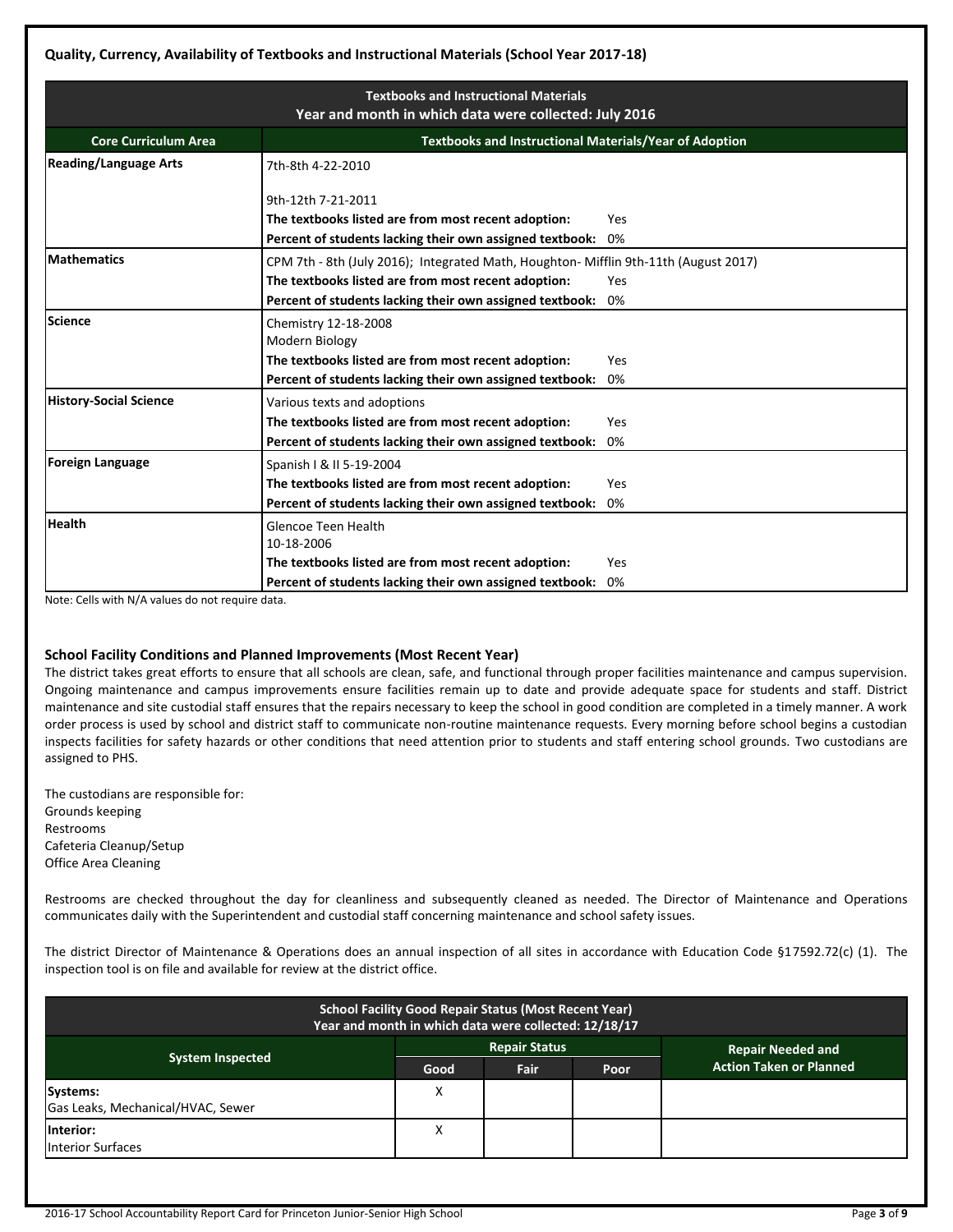### Quality, Currency, Availability of Textbooks and Instructional Materials (School Year 2017-18)

| Textbooks and Instructional Materials<br>Year and month in which data were collected: July 2016 | |
|---|---|
| **Core Curriculum Area** | **Textbooks and Instructional Materials/Year of Adoption** |
| **Reading/Language Arts** | 7th-8th 4-22-2010<br><br>9th-12th 7-21-2011<br>**The textbooks listed are from most recent adoption:** Yes<br>**Percent of students lacking their own assigned textbook:** 0% |
| **Mathematics** | CPM 7th - 8th (July 2016); Integrated Math, Houghton- Mifflin 9th-11th (August 2017)<br>**The textbooks listed are from most recent adoption:** Yes<br>**Percent of students lacking their own assigned textbook:** 0% |
| **Science** | Chemistry 12-18-2008<br>Modern Biology<br>**The textbooks listed are from most recent adoption:** Yes<br>**Percent of students lacking their own assigned textbook:** 0% |
| **History-Social Science** | Various texts and adoptions<br>**The textbooks listed are from most recent adoption:** Yes<br>**Percent of students lacking their own assigned textbook:** 0% |
| **Foreign Language** | Spanish I & II 5-19-2004<br>**The textbooks listed are from most recent adoption:** Yes<br>**Percent of students lacking their own assigned textbook:** 0% |
| **Health** | Glencoe Teen Health<br>10-18-2006<br>**The textbooks listed are from most recent adoption:** Yes<br>**Percent of students lacking their own assigned textbook:** 0% |

Note: Cells with N/A values do not require data.

### School Facility Conditions and Planned Improvements (Most Recent Year)

The district takes great efforts to ensure that all schools are clean, safe, and functional through proper facilities maintenance and campus supervision. Ongoing maintenance and campus improvements ensure facilities remain up to date and provide adequate space for students and staff. District maintenance and site custodial staff ensures that the repairs necessary to keep the school in good condition are completed in a timely manner. A work order process is used by school and district staff to communicate non-routine maintenance requests. Every morning before school begins a custodian inspects facilities for safety hazards or other conditions that need attention prior to students and staff entering school grounds. Two custodians are assigned to PHS.

The custodians are responsible for:
Grounds keeping
Restrooms
Cafeteria Cleanup/Setup
Office Area Cleaning

Restrooms are checked throughout the day for cleanliness and subsequently cleaned as needed. The Director of Maintenance and Operations communicates daily with the Superintendent and custodial staff concerning maintenance and school safety issues.

The district Director of Maintenance & Operations does an annual inspection of all sites in accordance with Education Code §17592.72(c) (1). The inspection tool is on file and available for review at the district office.

| School Facility Good Repair Status (Most Recent Year)<br>Year and month in which data were collected: 12/18/17 | | | | |
|---|---|---|---|---|
| **System Inspected** | **Repair Status** | | | **Repair Needed and Action Taken or Planned** |
| | **Good** | **Fair** | **Poor** | |
| **Systems:**<br>Gas Leaks, Mechanical/HVAC, Sewer | X | | | |
| **Interior:**<br>Interior Surfaces | X | | | |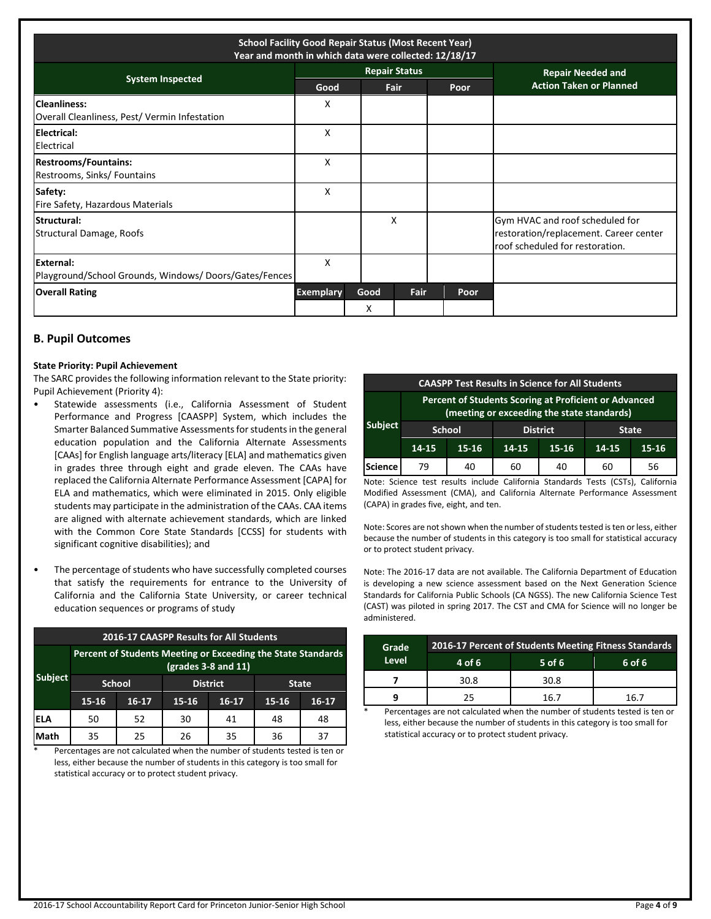| School Facility Good Repair Status (Most Recent Year)<br>Year and month in which data were collected: 12/18/17 | | | | |
|---|---|---|---|---|
| System Inspected | Repair Status | | | Repair Needed and Action Taken or Planned |
| | Good | Fair | Poor | |
| **Cleanliness:** Overall Cleanliness, Pest/ Vermin Infestation | X | | | |
| **Electrical:** Electrical | X | | | |
| **Restrooms/Fountains:** Restrooms, Sinks/ Fountains | X | | | |
| **Safety:** Fire Safety, Hazardous Materials | X | | | |
| **Structural:** Structural Damage, Roofs | | X | | Gym HVAC and roof scheduled for restoration/replacement. Career center roof scheduled for restoration. |
| **External:** Playground/School Grounds, Windows/ Doors/Gates/Fences | X | | | |

| Overall Rating | Exemplary | Good | Fair | Poor |
|---|---|---|---|---|
| | | X | | |

## B. Pupil Outcomes

**State Priority: Pupil Achievement**

The SARC provides the following information relevant to the State priority: Pupil Achievement (Priority 4):

- Statewide assessments (i.e., California Assessment of Student Performance and Progress [CAASPP] System, which includes the Smarter Balanced Summative Assessments for students in the general education population and the California Alternate Assessments [CAAs] for English language arts/literacy [ELA] and mathematics given in grades three through eight and grade eleven. The CAAs have replaced the California Alternate Performance Assessment [CAPA] for ELA and mathematics, which were eliminated in 2015. Only eligible students may participate in the administration of the CAAs. CAA items are aligned with alternate achievement standards, which are linked with the Common Core State Standards [CCSS] for students with significant cognitive disabilities); and

- The percentage of students who have successfully completed courses that satisfy the requirements for entrance to the University of California and the California State University, or career technical education sequences or programs of study

| 2016-17 CAASPP Results for All Students | | | | | | |
|---|---|---|---|---|---|---|
| Subject | Percent of Students Meeting or Exceeding the State Standards (grades 3-8 and 11) | | | | | |
| | School | | District | | State | |
| | 15-16 | 16-17 | 15-16 | 16-17 | 15-16 | 16-17 |
| ELA | 50 | 52 | 30 | 41 | 48 | 48 |
| Math | 35 | 25 | 26 | 35 | 36 | 37 |

* Percentages are not calculated when the number of students tested is ten or less, either because the number of students in this category is too small for statistical accuracy or to protect student privacy.

| CAASPP Test Results in Science for All Students | | | | | | |
|---|---|---|---|---|---|---|
| Subject | Percent of Students Scoring at Proficient or Advanced (meeting or exceeding the state standards) | | | | | |
| | School | | District | | State | |
| | 14-15 | 15-16 | 14-15 | 15-16 | 14-15 | 15-16 |
| Science | 79 | 40 | 60 | 40 | 60 | 56 |

Note: Science test results include California Standards Tests (CSTs), California Modified Assessment (CMA), and California Alternate Performance Assessment (CAPA) in grades five, eight, and ten.

Note: Scores are not shown when the number of students tested is ten or less, either because the number of students in this category is too small for statistical accuracy or to protect student privacy.

Note: The 2016-17 data are not available. The California Department of Education is developing a new science assessment based on the Next Generation Science Standards for California Public Schools (CA NGSS). The new California Science Test (CAST) was piloted in spring 2017. The CST and CMA for Science will no longer be administered.

| Grade Level | 2016-17 Percent of Students Meeting Fitness Standards | | |
|---|---|---|---|
| | 4 of 6 | 5 of 6 | 6 of 6 |
| 7 | 30.8 | 30.8 | |
| 9 | 25 | 16.7 | 16.7 |

* Percentages are not calculated when the number of students tested is ten or less, either because the number of students in this category is too small for statistical accuracy or to protect student privacy.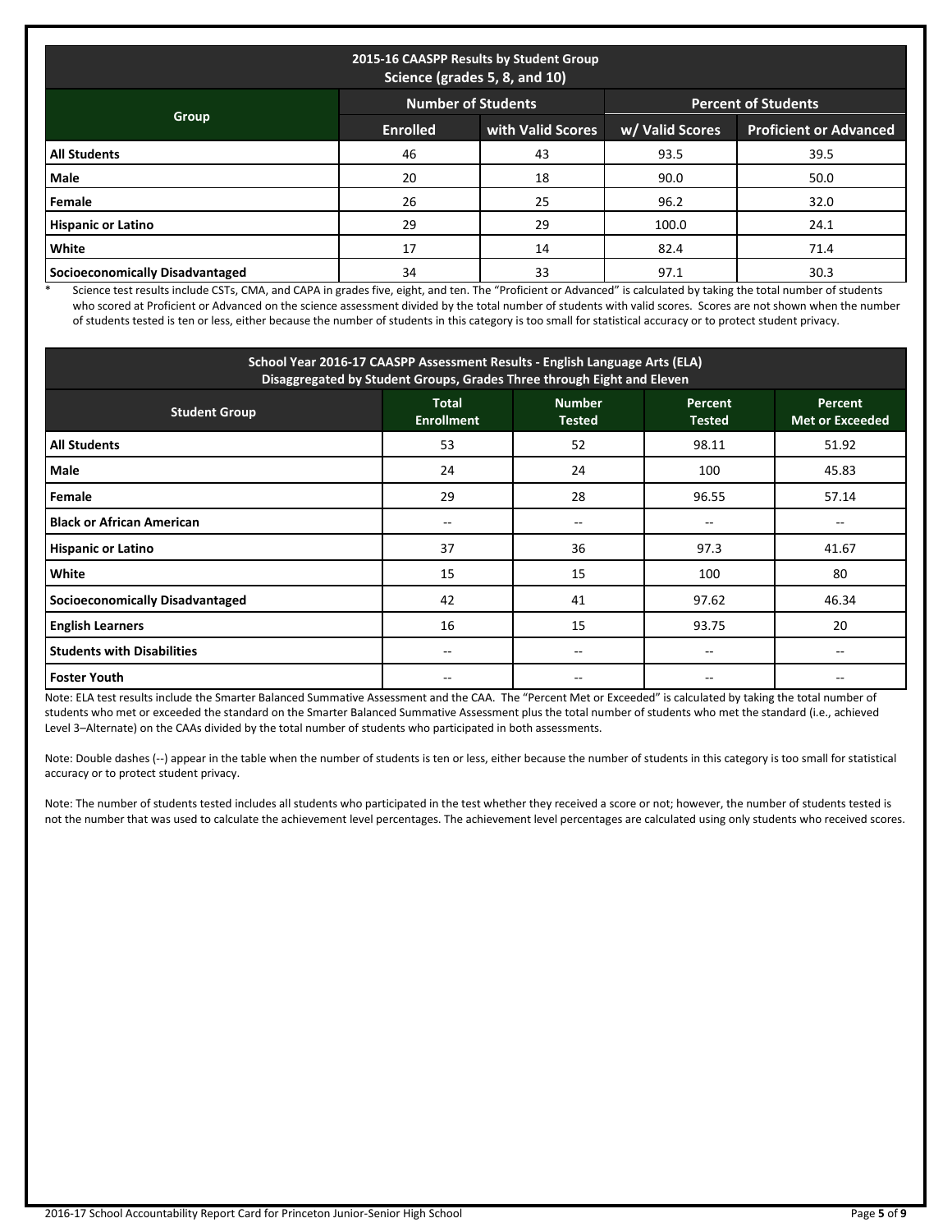| 2015-16 CAASPP Results by Student Group Science (grades 5, 8, and 10) | | | | |
|---|---|---|---|---|
| Group | Number of Students | | Percent of Students | |
| | Enrolled | with Valid Scores | w/ Valid Scores | Proficient or Advanced |
| **All Students** | 46 | 43 | 93.5 | 39.5 |
| **Male** | 20 | 18 | 90.0 | 50.0 |
| **Female** | 26 | 25 | 96.2 | 32.0 |
| **Hispanic or Latino** | 29 | 29 | 100.0 | 24.1 |
| **White** | 17 | 14 | 82.4 | 71.4 |
| **Socioeconomically Disadvantaged** | 34 | 33 | 97.1 | 30.3 |

* Science test results include CSTs, CMA, and CAPA in grades five, eight, and ten. The "Proficient or Advanced" is calculated by taking the total number of students who scored at Proficient or Advanced on the science assessment divided by the total number of students with valid scores. Scores are not shown when the number of students tested is ten or less, either because the number of students in this category is too small for statistical accuracy or to protect student privacy.

| School Year 2016-17 CAASPP Assessment Results - English Language Arts (ELA) Disaggregated by Student Groups, Grades Three through Eight and Eleven | | | | |
|---|---|---|---|---|
| Student Group | Total Enrollment | Number Tested | Percent Tested | Percent Met or Exceeded |
| **All Students** | 53 | 52 | 98.11 | 51.92 |
| **Male** | 24 | 24 | 100 | 45.83 |
| **Female** | 29 | 28 | 96.55 | 57.14 |
| **Black or African American** | -- | -- | -- | -- |
| **Hispanic or Latino** | 37 | 36 | 97.3 | 41.67 |
| **White** | 15 | 15 | 100 | 80 |
| **Socioeconomically Disadvantaged** | 42 | 41 | 97.62 | 46.34 |
| **English Learners** | 16 | 15 | 93.75 | 20 |
| **Students with Disabilities** | -- | -- | -- | -- |
| **Foster Youth** | -- | -- | -- | -- |

Note: ELA test results include the Smarter Balanced Summative Assessment and the CAA. The "Percent Met or Exceeded" is calculated by taking the total number of students who met or exceeded the standard on the Smarter Balanced Summative Assessment plus the total number of students who met the standard (i.e., achieved Level 3–Alternate) on the CAAs divided by the total number of students who participated in both assessments.

Note: Double dashes (--) appear in the table when the number of students is ten or less, either because the number of students in this category is too small for statistical accuracy or to protect student privacy.

Note: The number of students tested includes all students who participated in the test whether they received a score or not; however, the number of students tested is not the number that was used to calculate the achievement level percentages. The achievement level percentages are calculated using only students who received scores.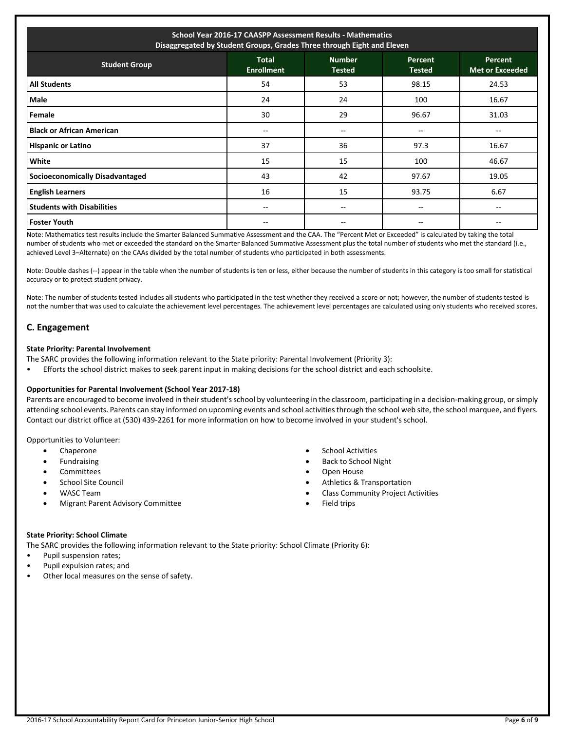| School Year 2016-17 CAASPP Assessment Results - Mathematics Disaggregated by Student Groups, Grades Three through Eight and Eleven | | | | |
|---|---|---|---|---|
| **Student Group** | **Total Enrollment** | **Number Tested** | **Percent Tested** | **Percent Met or Exceeded** |
| **All Students** | 54 | 53 | 98.15 | 24.53 |
| **Male** | 24 | 24 | 100 | 16.67 |
| **Female** | 30 | 29 | 96.67 | 31.03 |
| **Black or African American** | -- | -- | -- | -- |
| **Hispanic or Latino** | 37 | 36 | 97.3 | 16.67 |
| **White** | 15 | 15 | 100 | 46.67 |
| **Socioeconomically Disadvantaged** | 43 | 42 | 97.67 | 19.05 |
| **English Learners** | 16 | 15 | 93.75 | 6.67 |
| **Students with Disabilities** | -- | -- | -- | -- |
| **Foster Youth** | -- | -- | -- | -- |

Note: Mathematics test results include the Smarter Balanced Summative Assessment and the CAA. The "Percent Met or Exceeded" is calculated by taking the total number of students who met or exceeded the standard on the Smarter Balanced Summative Assessment plus the total number of students who met the standard (i.e., achieved Level 3–Alternate) on the CAAs divided by the total number of students who participated in both assessments.

Note: Double dashes (--) appear in the table when the number of students is ten or less, either because the number of students in this category is too small for statistical accuracy or to protect student privacy.

Note: The number of students tested includes all students who participated in the test whether they received a score or not; however, the number of students tested is not the number that was used to calculate the achievement level percentages. The achievement level percentages are calculated using only students who received scores.

## C. Engagement

**State Priority: Parental Involvement**

The SARC provides the following information relevant to the State priority: Parental Involvement (Priority 3):

- Efforts the school district makes to seek parent input in making decisions for the school district and each schoolsite.

**Opportunities for Parental Involvement (School Year 2017-18)**

Parents are encouraged to become involved in their student's school by volunteering in the classroom, participating in a decision-making group, or simply attending school events. Parents can stay informed on upcoming events and school activities through the school web site, the school marquee, and flyers. Contact our district office at (530) 439-2261 for more information on how to become involved in your student's school.

Opportunities to Volunteer:

- Chaperone
- Fundraising
- Committees
- School Site Council
- WASC Team
- Migrant Parent Advisory Committee
- School Activities
- Back to School Night
- Open House
- Athletics & Transportation
- Class Community Project Activities
- Field trips

**State Priority: School Climate**

The SARC provides the following information relevant to the State priority: School Climate (Priority 6):

- Pupil suspension rates;
- Pupil expulsion rates; and
- Other local measures on the sense of safety.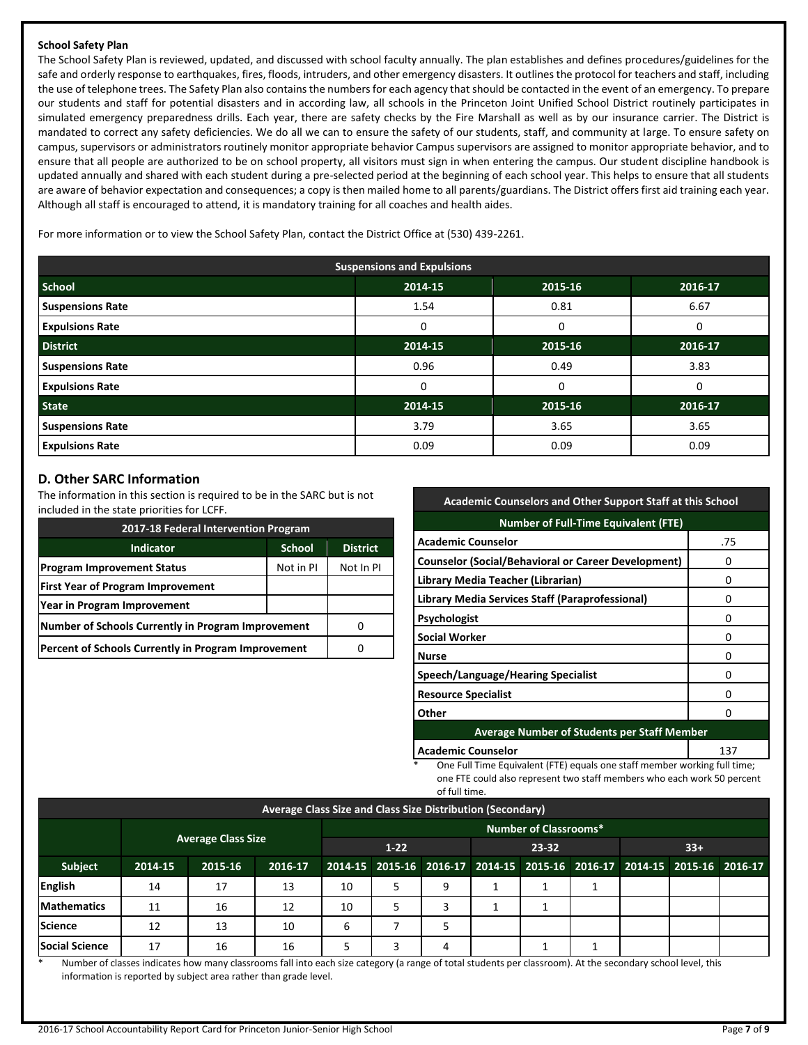**School Safety Plan**

The School Safety Plan is reviewed, updated, and discussed with school faculty annually. The plan establishes and defines procedures/guidelines for the safe and orderly response to earthquakes, fires, floods, intruders, and other emergency disasters. It outlines the protocol for teachers and staff, including the use of telephone trees. The Safety Plan also contains the numbers for each agency that should be contacted in the event of an emergency. To prepare our students and staff for potential disasters and in according law, all schools in the Princeton Joint Unified School District routinely participates in simulated emergency preparedness drills. Each year, there are safety checks by the Fire Marshall as well as by our insurance carrier. The District is mandated to correct any safety deficiencies. We do all we can to ensure the safety of our students, staff, and community at large. To ensure safety on campus, supervisors or administrators routinely monitor appropriate behavior Campus supervisors are assigned to monitor appropriate behavior, and to ensure that all people are authorized to be on school property, all visitors must sign in when entering the campus. Our student discipline handbook is updated annually and shared with each student during a pre-selected period at the beginning of each school year. This helps to ensure that all students are aware of behavior expectation and consequences; a copy is then mailed home to all parents/guardians. The District offers first aid training each year. Although all staff is encouraged to attend, it is mandatory training for all coaches and health aides.

For more information or to view the School Safety Plan, contact the District Office at (530) 439-2261.

| Suspensions and Expulsions | | | |
|---|---|---|---|
| **School** | **2014-15** | **2015-16** | **2016-17** |
| Suspensions Rate | 1.54 | 0.81 | 6.67 |
| Expulsions Rate | 0 | 0 | 0 |
| **District** | **2014-15** | **2015-16** | **2016-17** |
| Suspensions Rate | 0.96 | 0.49 | 3.83 |
| Expulsions Rate | 0 | 0 | 0 |
| **State** | **2014-15** | **2015-16** | **2016-17** |
| Suspensions Rate | 3.79 | 3.65 | 3.65 |
| Expulsions Rate | 0.09 | 0.09 | 0.09 |

## D. Other SARC Information

The information in this section is required to be in the SARC but is not included in the state priorities for LCFF.

| 2017-18 Federal Intervention Program | | |
|---|---|---|
| **Indicator** | **School** | **District** |
| Program Improvement Status | Not in PI | Not In PI |
| First Year of Program Improvement | | |
| Year in Program Improvement | | |
| Number of Schools Currently in Program Improvement | | 0 |
| Percent of Schools Currently in Program Improvement | | 0 |

| Academic Counselors and Other Support Staff at this School | |
|---|---|
| **Number of Full-Time Equivalent (FTE)** | |
| Academic Counselor | .75 |
| Counselor (Social/Behavioral or Career Development) | 0 |
| Library Media Teacher (Librarian) | 0 |
| Library Media Services Staff (Paraprofessional) | 0 |
| Psychologist | 0 |
| Social Worker | 0 |
| Nurse | 0 |
| Speech/Language/Hearing Specialist | 0 |
| Resource Specialist | 0 |
| Other | 0 |
| **Average Number of Students per Staff Member** | |
| Academic Counselor | 137 |

\* One Full Time Equivalent (FTE) equals one staff member working full time; one FTE could also represent two staff members who each work 50 percent of full time.

| Average Class Size and Class Size Distribution (Secondary) | | | | | | | | | | | | |
|---|---|---|---|---|---|---|---|---|---|---|---|---|
| | Average Class Size | | | Number of Classrooms* | | | | | | | | |
| | | | | 1-22 | | | 23-32 | | | 33+ | | |
| **Subject** | **2014-15** | **2015-16** | **2016-17** | **2014-15** | **2015-16** | **2016-17** | **2014-15** | **2015-16** | **2016-17** | **2014-15** | **2015-16** | **2016-17** |
| English | 14 | 17 | 13 | 10 | 5 | 9 | 1 | 1 | 1 | | | |
| Mathematics | 11 | 16 | 12 | 10 | 5 | 3 | 1 | 1 | | | | |
| Science | 12 | 13 | 10 | 6 | 7 | 5 | | | | | | |
| Social Science | 17 | 16 | 16 | 5 | 3 | 4 | | 1 | 1 | | | |

\* Number of classes indicates how many classrooms fall into each size category (a range of total students per classroom). At the secondary school level, this information is reported by subject area rather than grade level.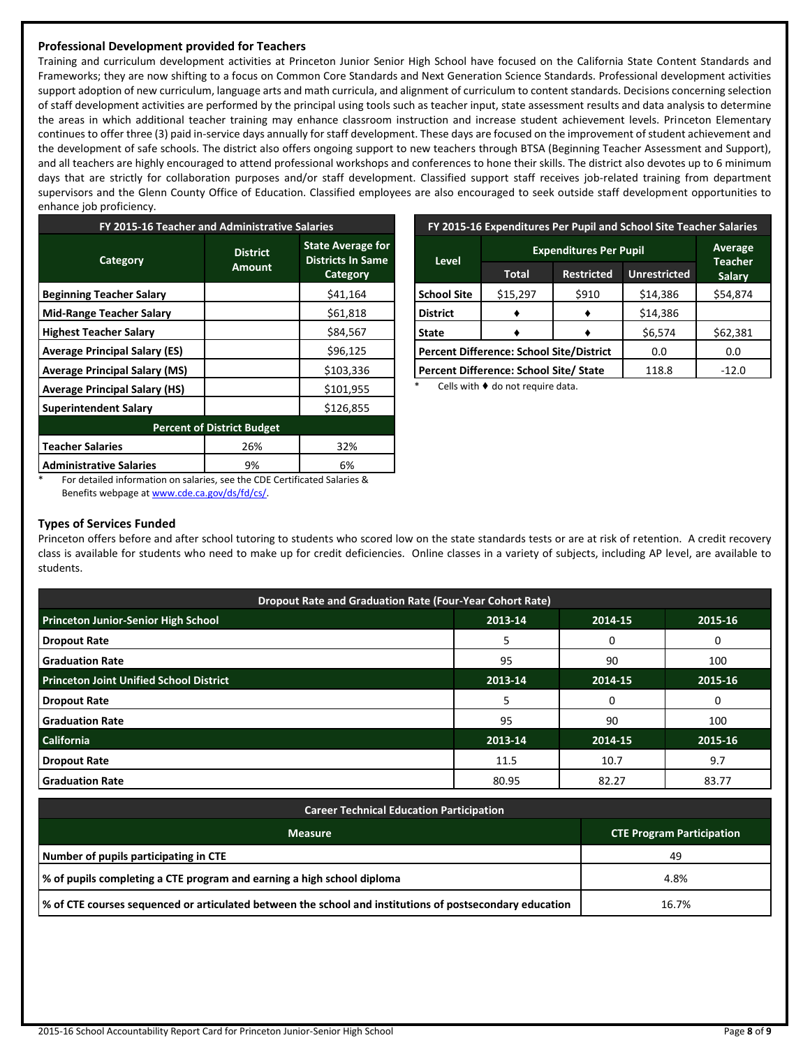## Professional Development provided for Teachers

Training and curriculum development activities at Princeton Junior Senior High School have focused on the California State Content Standards and Frameworks; they are now shifting to a focus on Common Core Standards and Next Generation Science Standards. Professional development activities support adoption of new curriculum, language arts and math curricula, and alignment of curriculum to content standards. Decisions concerning selection of staff development activities are performed by the principal using tools such as teacher input, state assessment results and data analysis to determine the areas in which additional teacher training may enhance classroom instruction and increase student achievement levels. Princeton Elementary continues to offer three (3) paid in-service days annually for staff development. These days are focused on the improvement of student achievement and the development of safe schools. The district also offers ongoing support to new teachers through BTSA (Beginning Teacher Assessment and Support), and all teachers are highly encouraged to attend professional workshops and conferences to hone their skills. The district also devotes up to 6 minimum days that are strictly for collaboration purposes and/or staff development. Classified support staff receives job-related training from department supervisors and the Glenn County Office of Education. Classified employees are also encouraged to seek outside staff development opportunities to enhance job proficiency.

| FY 2015-16 Teacher and Administrative Salaries | | |
|---|---|---|
| **Category** | **District Amount** | **State Average for Districts In Same Category** |
| **Beginning Teacher Salary** | | $41,164 |
| **Mid-Range Teacher Salary** | | $61,818 |
| **Highest Teacher Salary** | | $84,567 |
| **Average Principal Salary (ES)** | | $96,125 |
| **Average Principal Salary (MS)** | | $103,336 |
| **Average Principal Salary (HS)** | | $101,955 |
| **Superintendent Salary** | | $126,855 |
| **Percent of District Budget** | | |
| **Teacher Salaries** | 26% | 32% |
| **Administrative Salaries** | 9% | 6% |

\* For detailed information on salaries, see the CDE Certificated Salaries & Benefits webpage at www.cde.ca.gov/ds/fd/cs/.

| FY 2015-16 Expenditures Per Pupil and School Site Teacher Salaries | | | | |
|---|---|---|---|---|
| **Level** | **Expenditures Per Pupil** | | | **Average Teacher Salary** |
| | **Total** | **Restricted** | **Unrestricted** | |
| **School Site** | $15,297 | $910 | $14,386 | $54,874 |
| **District** | ♦ | ♦ | $14,386 | |
| **State** | ♦ | ♦ | $6,574 | $62,381 |
| **Percent Difference: School Site/District** | | | 0.0 | 0.0 |
| **Percent Difference: School Site/ State** | | | 118.8 | -12.0 |

\* Cells with ♦ do not require data.

## Types of Services Funded

Princeton offers before and after school tutoring to students who scored low on the state standards tests or are at risk of retention. A credit recovery class is available for students who need to make up for credit deficiencies. Online classes in a variety of subjects, including AP level, are available to students.

| Dropout Rate and Graduation Rate (Four-Year Cohort Rate) | | | |
|---|---|---|---|
| **Princeton Junior-Senior High School** | **2013-14** | **2014-15** | **2015-16** |
| **Dropout Rate** | 5 | 0 | 0 |
| **Graduation Rate** | 95 | 90 | 100 |
| **Princeton Joint Unified School District** | **2013-14** | **2014-15** | **2015-16** |
| **Dropout Rate** | 5 | 0 | 0 |
| **Graduation Rate** | 95 | 90 | 100 |
| **California** | **2013-14** | **2014-15** | **2015-16** |
| **Dropout Rate** | 11.5 | 10.7 | 9.7 |
| **Graduation Rate** | 80.95 | 82.27 | 83.77 |

| Career Technical Education Participation | |
|---|---|
| **Measure** | **CTE Program Participation** |
| **Number of pupils participating in CTE** | 49 |
| **% of pupils completing a CTE program and earning a high school diploma** | 4.8% |
| **% of CTE courses sequenced or articulated between the school and institutions of postsecondary education** | 16.7% |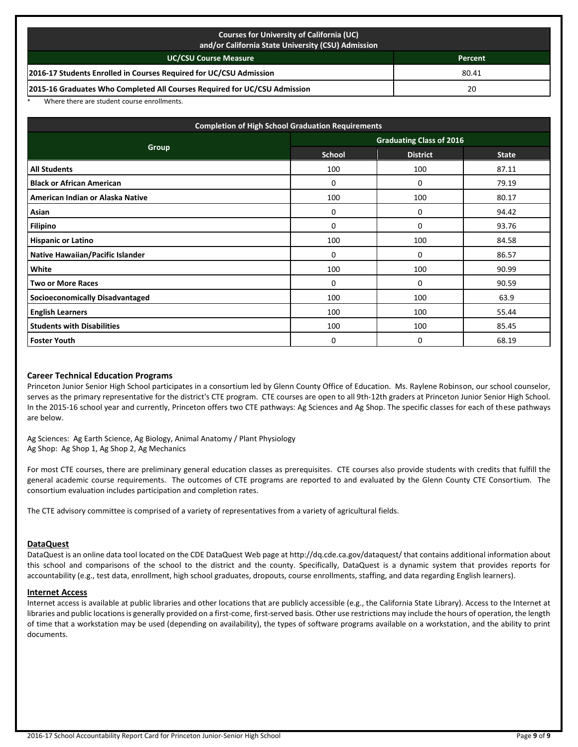| Courses for University of California (UC) and/or California State University (CSU) Admission | |
|---|---|
| **UC/CSU Course Measure** | **Percent** |
| **2016-17 Students Enrolled in Courses Required for UC/CSU Admission** | 80.41 |
| **2015-16 Graduates Who Completed All Courses Required for UC/CSU Admission** | 20 |

\* Where there are student course enrollments.

| Completion of High School Graduation Requirements | | | |
|---|---|---|---|
| **Group** | **Graduating Class of 2016** | | |
| | **School** | **District** | **State** |
| **All Students** | 100 | 100 | 87.11 |
| **Black or African American** | 0 | 0 | 79.19 |
| **American Indian or Alaska Native** | 100 | 100 | 80.17 |
| **Asian** | 0 | 0 | 94.42 |
| **Filipino** | 0 | 0 | 93.76 |
| **Hispanic or Latino** | 100 | 100 | 84.58 |
| **Native Hawaiian/Pacific Islander** | 0 | 0 | 86.57 |
| **White** | 100 | 100 | 90.99 |
| **Two or More Races** | 0 | 0 | 90.59 |
| **Socioeconomically Disadvantaged** | 100 | 100 | 63.9 |
| **English Learners** | 100 | 100 | 55.44 |
| **Students with Disabilities** | 100 | 100 | 85.45 |
| **Foster Youth** | 0 | 0 | 68.19 |

## Career Technical Education Programs

Princeton Junior Senior High School participates in a consortium led by Glenn County Office of Education. Ms. Raylene Robinson, our school counselor, serves as the primary representative for the district's CTE program. CTE courses are open to all 9th-12th graders at Princeton Junior Senior High School. In the 2015-16 school year and currently, Princeton offers two CTE pathways: Ag Sciences and Ag Shop. The specific classes for each of these pathways are below.

Ag Sciences: Ag Earth Science, Ag Biology, Animal Anatomy / Plant Physiology
Ag Shop: Ag Shop 1, Ag Shop 2, Ag Mechanics

For most CTE courses, there are preliminary general education classes as prerequisites. CTE courses also provide students with credits that fulfill the general academic course requirements. The outcomes of CTE programs are reported to and evaluated by the Glenn County CTE Consortium. The consortium evaluation includes participation and completion rates.

The CTE advisory committee is comprised of a variety of representatives from a variety of agricultural fields.

## DataQuest

DataQuest is an online data tool located on the CDE DataQuest Web page at http://dq.cde.ca.gov/dataquest/ that contains additional information about this school and comparisons of the school to the district and the county. Specifically, DataQuest is a dynamic system that provides reports for accountability (e.g., test data, enrollment, high school graduates, dropouts, course enrollments, staffing, and data regarding English learners).

## Internet Access

Internet access is available at public libraries and other locations that are publicly accessible (e.g., the California State Library). Access to the Internet at libraries and public locations is generally provided on a first-come, first-served basis. Other use restrictions may include the hours of operation, the length of time that a workstation may be used (depending on availability), the types of software programs available on a workstation, and the ability to print documents.